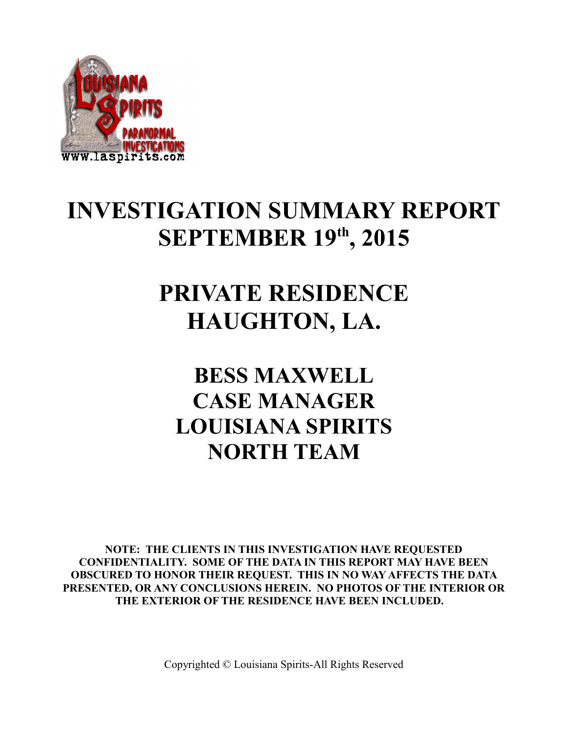# INVESTIGATION SUMMARY REPORT
# SEPTEMBER 19th, 2015

# PRIVATE RESIDENCE
# HAUGHTON, LA.

## BESS MAXWELL
## CASE MANAGER
## LOUISIANA SPIRITS
## NORTH TEAM

**NOTE: THE CLIENTS IN THIS INVESTIGATION HAVE REQUESTED CONFIDENTIALITY. SOME OF THE DATA IN THIS REPORT MAY HAVE BEEN OBSCURED TO HONOR THEIR REQUEST. THIS IN NO WAY AFFECTS THE DATA PRESENTED, OR ANY CONCLUSIONS HEREIN. NO PHOTOS OF THE INTERIOR OR THE EXTERIOR OF THE RESIDENCE HAVE BEEN INCLUDED.**

Copyrighted © Louisiana Spirits-All Rights Reserved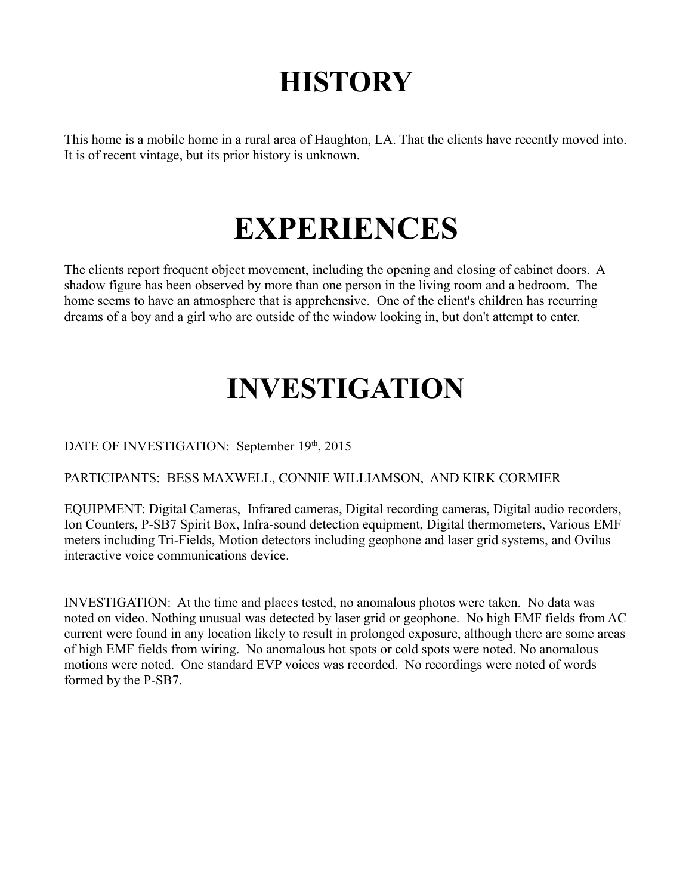# HISTORY

This home is a mobile home in a rural area of Haughton, LA. That the clients have recently moved into. It is of recent vintage, but its prior history is unknown.

# EXPERIENCES

The clients report frequent object movement, including the opening and closing of cabinet doors. A shadow figure has been observed by more than one person in the living room and a bedroom. The home seems to have an atmosphere that is apprehensive. One of the client's children has recurring dreams of a boy and a girl who are outside of the window looking in, but don't attempt to enter.

# INVESTIGATION

DATE OF INVESTIGATION: September 19th, 2015

PARTICIPANTS: BESS MAXWELL, CONNIE WILLIAMSON, AND KIRK CORMIER

EQUIPMENT: Digital Cameras, Infrared cameras, Digital recording cameras, Digital audio recorders, Ion Counters, P-SB7 Spirit Box, Infra-sound detection equipment, Digital thermometers, Various EMF meters including Tri-Fields, Motion detectors including geophone and laser grid systems, and Ovilus interactive voice communications device.

INVESTIGATION: At the time and places tested, no anomalous photos were taken. No data was noted on video. Nothing unusual was detected by laser grid or geophone. No high EMF fields from AC current were found in any location likely to result in prolonged exposure, although there are some areas of high EMF fields from wiring. No anomalous hot spots or cold spots were noted. No anomalous motions were noted. One standard EVP voices was recorded. No recordings were noted of words formed by the P-SB7.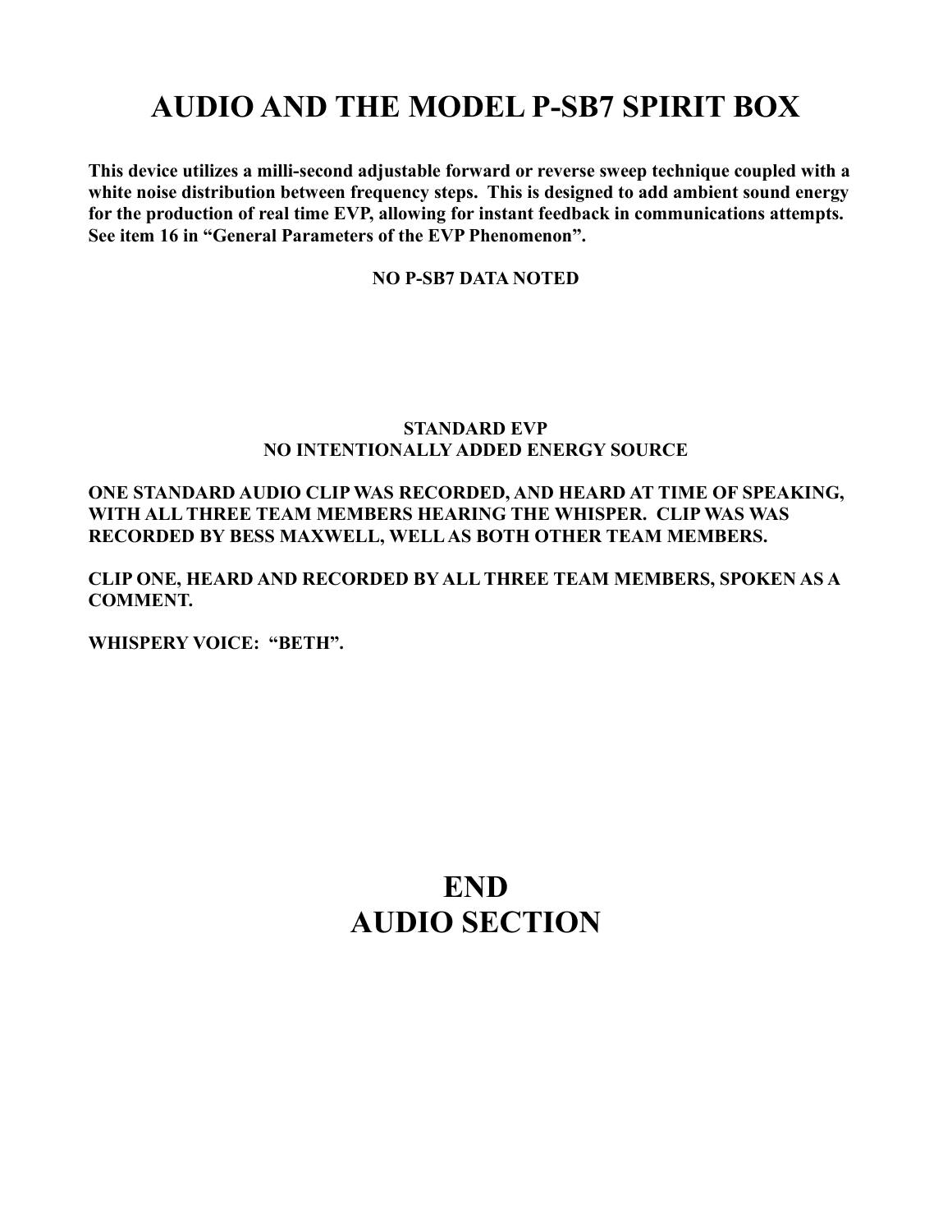# AUDIO AND THE MODEL P-SB7 SPIRIT BOX

**This device utilizes a milli-second adjustable forward or reverse sweep technique coupled with a white noise distribution between frequency steps. This is designed to add ambient sound energy for the production of real time EVP, allowing for instant feedback in communications attempts. See item 16 in "General Parameters of the EVP Phenomenon".**

**NO P-SB7 DATA NOTED**

**STANDARD EVP**
**NO INTENTIONALLY ADDED ENERGY SOURCE**

**ONE STANDARD AUDIO CLIP WAS RECORDED, AND HEARD AT TIME OF SPEAKING, WITH ALL THREE TEAM MEMBERS HEARING THE WHISPER. CLIP WAS WAS RECORDED BY BESS MAXWELL, WELL AS BOTH OTHER TEAM MEMBERS.**

**CLIP ONE, HEARD AND RECORDED BY ALL THREE TEAM MEMBERS, SPOKEN AS A COMMENT.**

**WHISPERY VOICE: "BETH".**

# END
# AUDIO SECTION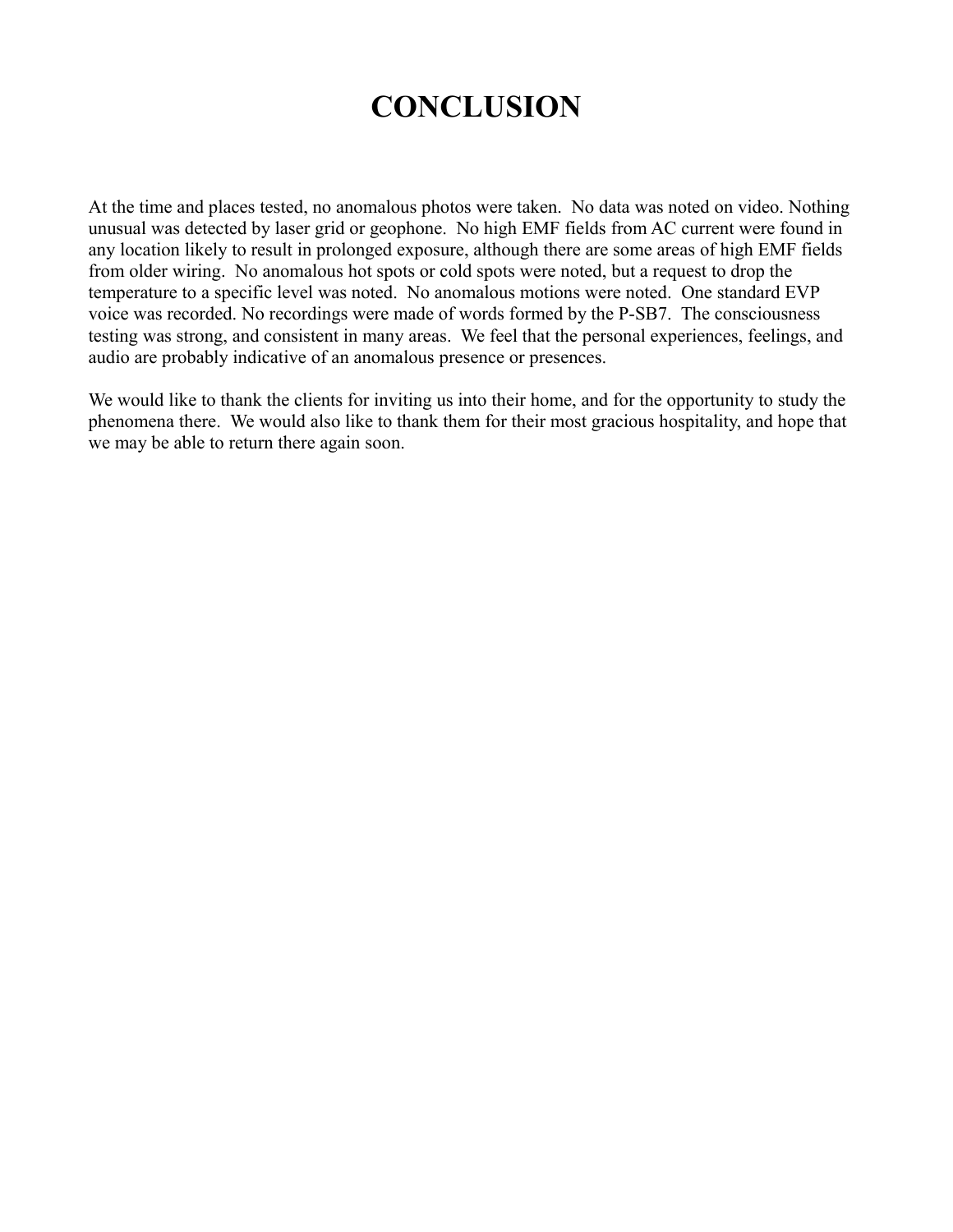# CONCLUSION

At the time and places tested, no anomalous photos were taken. No data was noted on video. Nothing unusual was detected by laser grid or geophone. No high EMF fields from AC current were found in any location likely to result in prolonged exposure, although there are some areas of high EMF fields from older wiring. No anomalous hot spots or cold spots were noted, but a request to drop the temperature to a specific level was noted. No anomalous motions were noted. One standard EVP voice was recorded. No recordings were made of words formed by the P-SB7. The consciousness testing was strong, and consistent in many areas. We feel that the personal experiences, feelings, and audio are probably indicative of an anomalous presence or presences.

We would like to thank the clients for inviting us into their home, and for the opportunity to study the phenomena there. We would also like to thank them for their most gracious hospitality, and hope that we may be able to return there again soon.